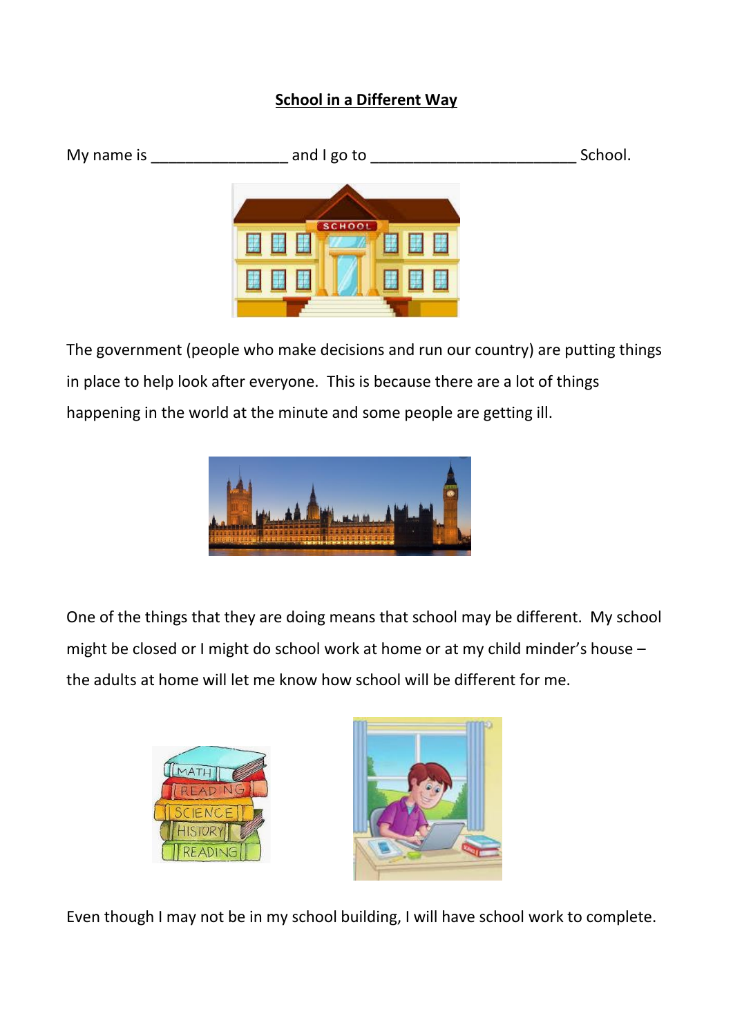# School in a Different Way

My name is ________________ and I go to ________________________ School.

The government (people who make decisions and run our country) are putting things in place to help look after everyone. This is because there are a lot of things happening in the world at the minute and some people are getting ill.

One of the things that they are doing means that school may be different. My school might be closed or I might do school work at home or at my child minder's house – the adults at home will let me know how school will be different for me.

Even though I may not be in my school building, I will have school work to complete.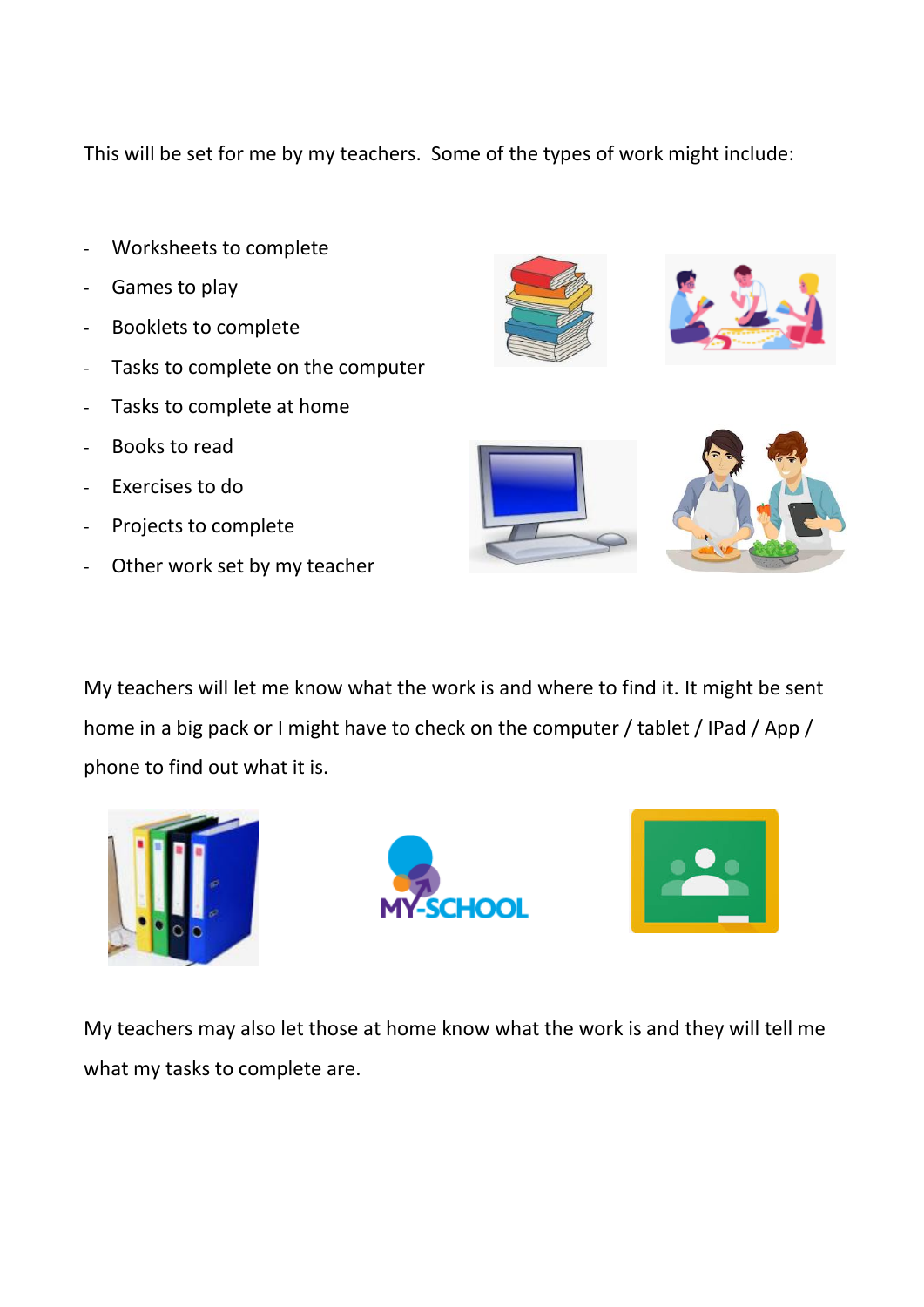This will be set for me by my teachers. Some of the types of work might include:

- Worksheets to complete
- Games to play
- Booklets to complete
- Tasks to complete on the computer
- Tasks to complete at home
- Books to read
- Exercises to do
- Projects to complete
- Other work set by my teacher

My teachers will let me know what the work is and where to find it. It might be sent home in a big pack or I might have to check on the computer / tablet / IPad / App / phone to find out what it is.

My teachers may also let those at home know what the work is and they will tell me what my tasks to complete are.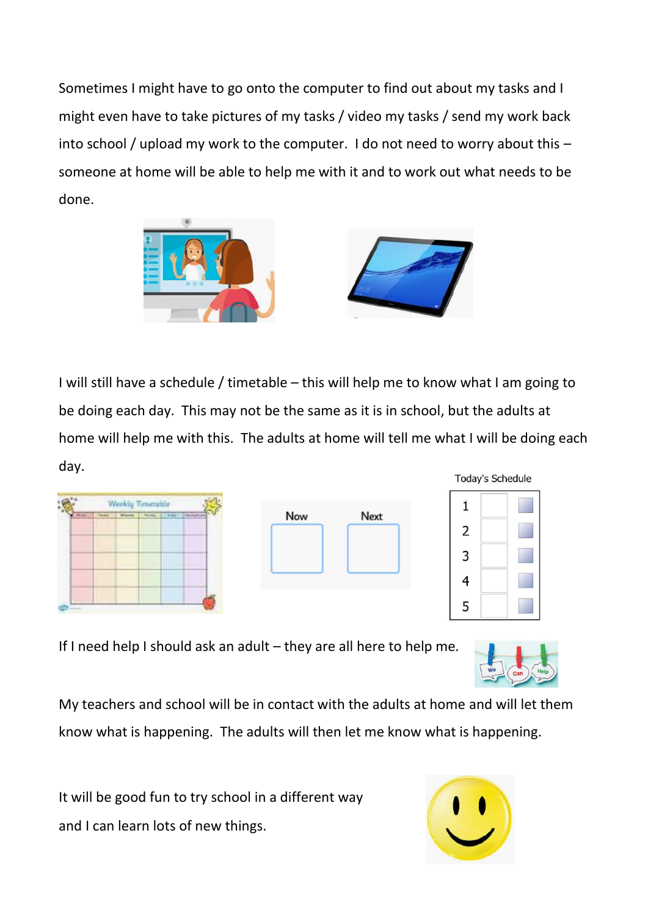Sometimes I might have to go onto the computer to find out about my tasks and I might even have to take pictures of my tasks / video my tasks / send my work back into school / upload my work to the computer. I do not need to worry about this – someone at home will be able to help me with it and to work out what needs to be done.

I will still have a schedule / timetable – this will help me to know what I am going to be doing each day. This may not be the same as it is in school, but the adults at home will help me with this. The adults at home will tell me what I will be doing each day.

If I need help I should ask an adult – they are all here to help me.

My teachers and school will be in contact with the adults at home and will let them know what is happening. The adults will then let me know what is happening.

It will be good fun to try school in a different way and I can learn lots of new things.